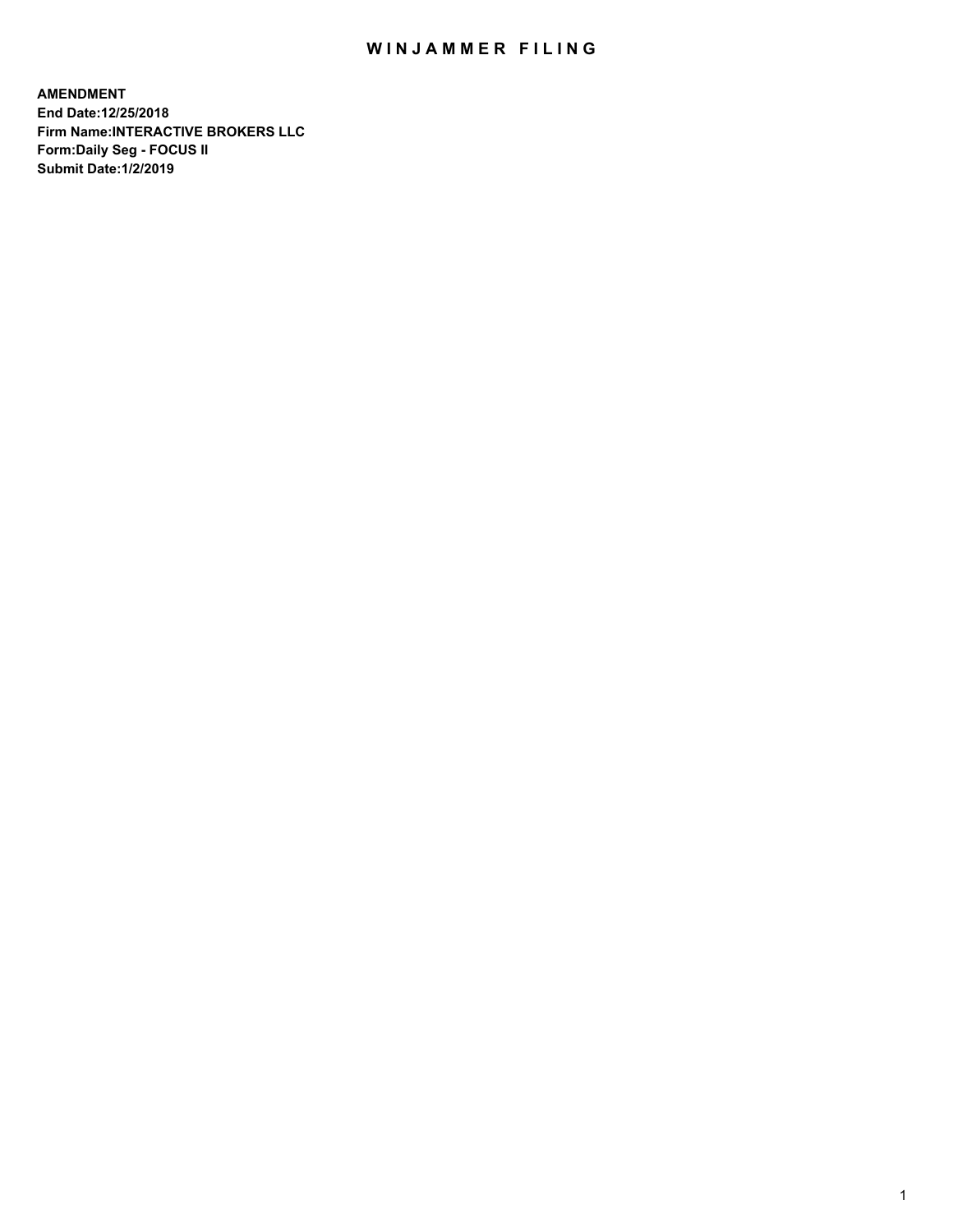# WINJAMMER FILING

**AMENDMENT**
**End Date:12/25/2018**
**Firm Name:INTERACTIVE BROKERS LLC**
**Form:Daily Seg - FOCUS II**
**Submit Date:1/2/2019**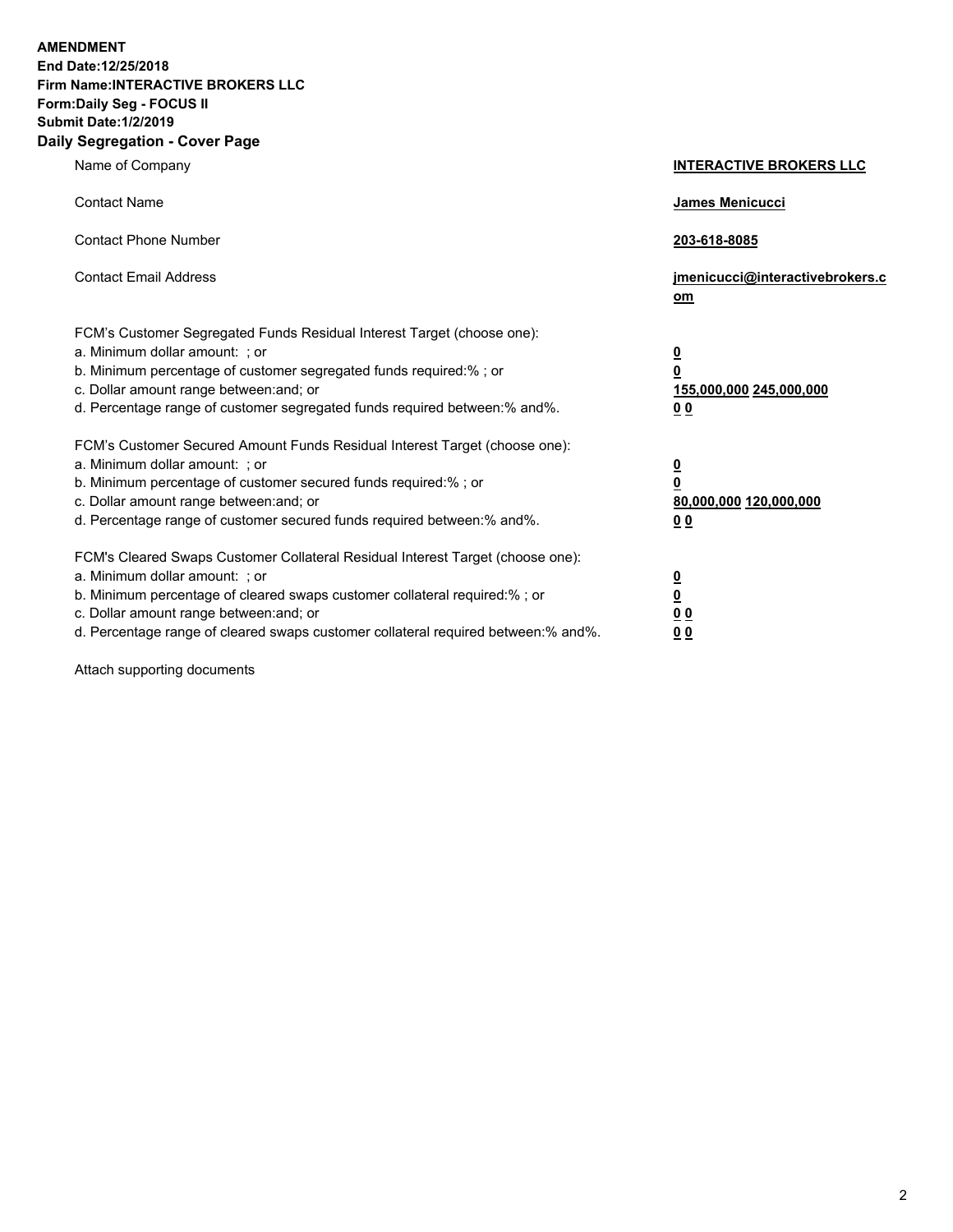**AMENDMENT**
**End Date:12/25/2018**
**Firm Name:INTERACTIVE BROKERS LLC**
**Form:Daily Seg - FOCUS II**
**Submit Date:1/2/2019**
**Daily Segregation - Cover Page**

| | |
|---|---|
| Name of Company | **INTERACTIVE BROKERS LLC** |
| Contact Name | **James Menicucci** |
| Contact Phone Number | **203-618-8085** |
| Contact Email Address | **jmenicucci@interactivebrokers.com** |

FCM's Customer Segregated Funds Residual Interest Target (choose one):

| | |
|---|---|
| a. Minimum dollar amount: ; or | **0** |
| b. Minimum percentage of customer segregated funds required:% ; or | **0** |
| c. Dollar amount range between:and; or | **155,000,000 245,000,000** |
| d. Percentage range of customer segregated funds required between:% and%. | **0 0** |

FCM's Customer Secured Amount Funds Residual Interest Target (choose one):

| | |
|---|---|
| a. Minimum dollar amount: ; or | **0** |
| b. Minimum percentage of customer secured funds required:% ; or | **0** |
| c. Dollar amount range between:and; or | **80,000,000 120,000,000** |
| d. Percentage range of customer secured funds required between:% and%. | **0 0** |

FCM's Cleared Swaps Customer Collateral Residual Interest Target (choose one):

| | |
|---|---|
| a. Minimum dollar amount: ; or | **0** |
| b. Minimum percentage of cleared swaps customer collateral required:% ; or | **0** |
| c. Dollar amount range between:and; or | **0 0** |
| d. Percentage range of cleared swaps customer collateral required between:% and%. | **0 0** |

Attach supporting documents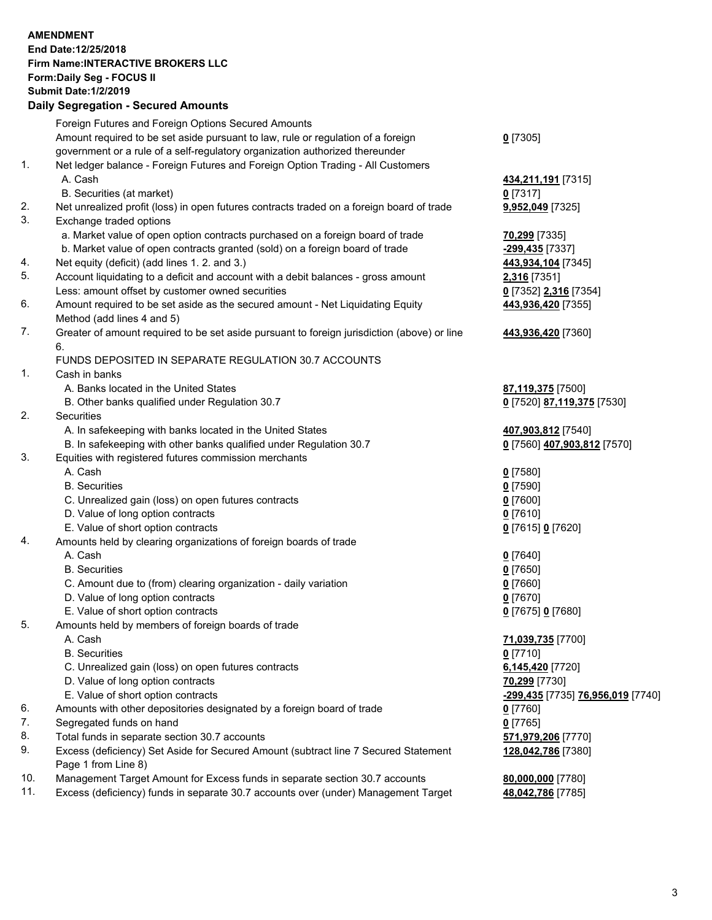**AMENDMENT**
**End Date:12/25/2018**
**Firm Name:INTERACTIVE BROKERS LLC**
**Form:Daily Seg - FOCUS II**
**Submit Date:1/2/2019**

## Daily Segregation - Secured Amounts

| | | |
|---|---|---|
| | Foreign Futures and Foreign Options Secured Amounts | |
| | Amount required to be set aside pursuant to law, rule or regulation of a foreign government or a rule of a self-regulatory organization authorized thereunder | **0** [7305] |
| 1. | Net ledger balance - Foreign Futures and Foreign Option Trading - All Customers | |
| | A. Cash | **434,211,191** [7315] |
| | B. Securities (at market) | **0** [7317] |
| 2. | Net unrealized profit (loss) in open futures contracts traded on a foreign board of trade | **9,952,049** [7325] |
| 3. | Exchange traded options | |
| | a. Market value of open option contracts purchased on a foreign board of trade | **70,299** [7335] |
| | b. Market value of open contracts granted (sold) on a foreign board of trade | **-299,435** [7337] |
| 4. | Net equity (deficit) (add lines 1. 2. and 3.) | **443,934,104** [7345] |
| 5. | Account liquidating to a deficit and account with a debit balances - gross amount | **2,316** [7351] |
| | Less: amount offset by customer owned securities | **0** [7352] **2,316** [7354] |
| 6. | Amount required to be set aside as the secured amount - Net Liquidating Equity Method (add lines 4 and 5) | **443,936,420** [7355] |
| 7. | Greater of amount required to be set aside pursuant to foreign jurisdiction (above) or line 6. | **443,936,420** [7360] |
| | FUNDS DEPOSITED IN SEPARATE REGULATION 30.7 ACCOUNTS | |
| 1. | Cash in banks | |
| | A. Banks located in the United States | **87,119,375** [7500] |
| | B. Other banks qualified under Regulation 30.7 | **0** [7520] **87,119,375** [7530] |
| 2. | Securities | |
| | A. In safekeeping with banks located in the United States | **407,903,812** [7540] |
| | B. In safekeeping with other banks qualified under Regulation 30.7 | **0** [7560] **407,903,812** [7570] |
| 3. | Equities with registered futures commission merchants | |
| | A. Cash | **0** [7580] |
| | B. Securities | **0** [7590] |
| | C. Unrealized gain (loss) on open futures contracts | **0** [7600] |
| | D. Value of long option contracts | **0** [7610] |
| | E. Value of short option contracts | **0** [7615] **0** [7620] |
| 4. | Amounts held by clearing organizations of foreign boards of trade | |
| | A. Cash | **0** [7640] |
| | B. Securities | **0** [7650] |
| | C. Amount due to (from) clearing organization - daily variation | **0** [7660] |
| | D. Value of long option contracts | **0** [7670] |
| | E. Value of short option contracts | **0** [7675] **0** [7680] |
| 5. | Amounts held by members of foreign boards of trade | |
| | A. Cash | **71,039,735** [7700] |
| | B. Securities | **0** [7710] |
| | C. Unrealized gain (loss) on open futures contracts | **6,145,420** [7720] |
| | D. Value of long option contracts | **70,299** [7730] |
| | E. Value of short option contracts | **-299,435** [7735] **76,956,019** [7740] |
| 6. | Amounts with other depositories designated by a foreign board of trade | **0** [7760] |
| 7. | Segregated funds on hand | **0** [7765] |
| 8. | Total funds in separate section 30.7 accounts | **571,979,206** [7770] |
| 9. | Excess (deficiency) Set Aside for Secured Amount (subtract line 7 Secured Statement Page 1 from Line 8) | **128,042,786** [7380] |
| 10. | Management Target Amount for Excess funds in separate section 30.7 accounts | **80,000,000** [7780] |
| 11. | Excess (deficiency) funds in separate 30.7 accounts over (under) Management Target | **48,042,786** [7785] |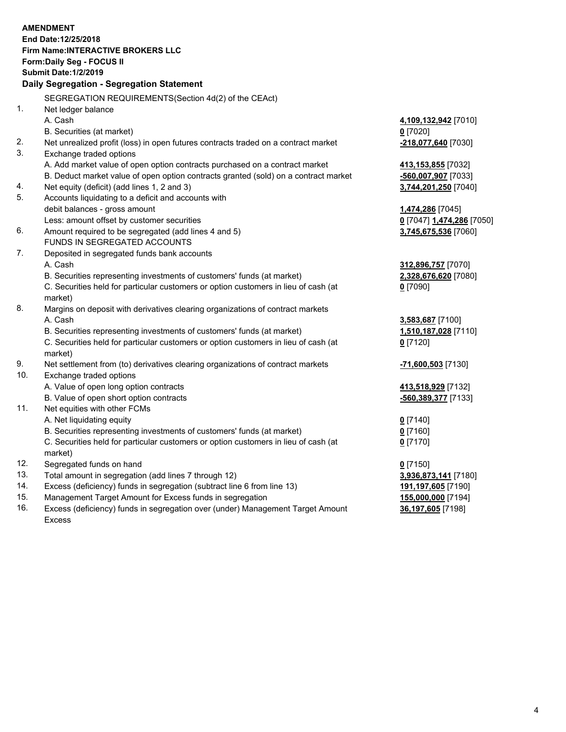**AMENDMENT**
**End Date:12/25/2018**
**Firm Name:INTERACTIVE BROKERS LLC**
**Form:Daily Seg - FOCUS II**
**Submit Date:1/2/2019**

**Daily Segregation - Segregation Statement**

SEGREGATION REQUIREMENTS(Section 4d(2) of the CEAct)

| | | |
|---|---|---|
| 1. | Net ledger balance | |
| | A. Cash | **4,109,132,942** [7010] |
| | B. Securities (at market) | **0** [7020] |
| 2. | Net unrealized profit (loss) in open futures contracts traded on a contract market | **-218,077,640** [7030] |
| 3. | Exchange traded options | |
| | A. Add market value of open option contracts purchased on a contract market | **413,153,855** [7032] |
| | B. Deduct market value of open option contracts granted (sold) on a contract market | **-560,007,907** [7033] |
| 4. | Net equity (deficit) (add lines 1, 2 and 3) | **3,744,201,250** [7040] |
| 5. | Accounts liquidating to a deficit and accounts with debit balances - gross amount | **1,474,286** [7045] |
| | Less: amount offset by customer securities | **0** [7047] **1,474,286** [7050] |
| 6. | Amount required to be segregated (add lines 4 and 5) | **3,745,675,536** [7060] |
| | FUNDS IN SEGREGATED ACCOUNTS | |
| 7. | Deposited in segregated funds bank accounts | |
| | A. Cash | **312,896,757** [7070] |
| | B. Securities representing investments of customers' funds (at market) | **2,328,676,620** [7080] |
| | C. Securities held for particular customers or option customers in lieu of cash (at market) | **0** [7090] |
| 8. | Margins on deposit with derivatives clearing organizations of contract markets | |
| | A. Cash | **3,583,687** [7100] |
| | B. Securities representing investments of customers' funds (at market) | **1,510,187,028** [7110] |
| | C. Securities held for particular customers or option customers in lieu of cash (at market) | **0** [7120] |
| 9. | Net settlement from (to) derivatives clearing organizations of contract markets | **-71,600,503** [7130] |
| 10. | Exchange traded options | |
| | A. Value of open long option contracts | **413,518,929** [7132] |
| | B. Value of open short option contracts | **-560,389,377** [7133] |
| 11. | Net equities with other FCMs | |
| | A. Net liquidating equity | **0** [7140] |
| | B. Securities representing investments of customers' funds (at market) | **0** [7160] |
| | C. Securities held for particular customers or option customers in lieu of cash (at market) | **0** [7170] |
| 12. | Segregated funds on hand | **0** [7150] |
| 13. | Total amount in segregation (add lines 7 through 12) | **3,936,873,141** [7180] |
| 14. | Excess (deficiency) funds in segregation (subtract line 6 from line 13) | **191,197,605** [7190] |
| 15. | Management Target Amount for Excess funds in segregation | **155,000,000** [7194] |
| 16. | Excess (deficiency) funds in segregation over (under) Management Target Amount Excess | **36,197,605** [7198] |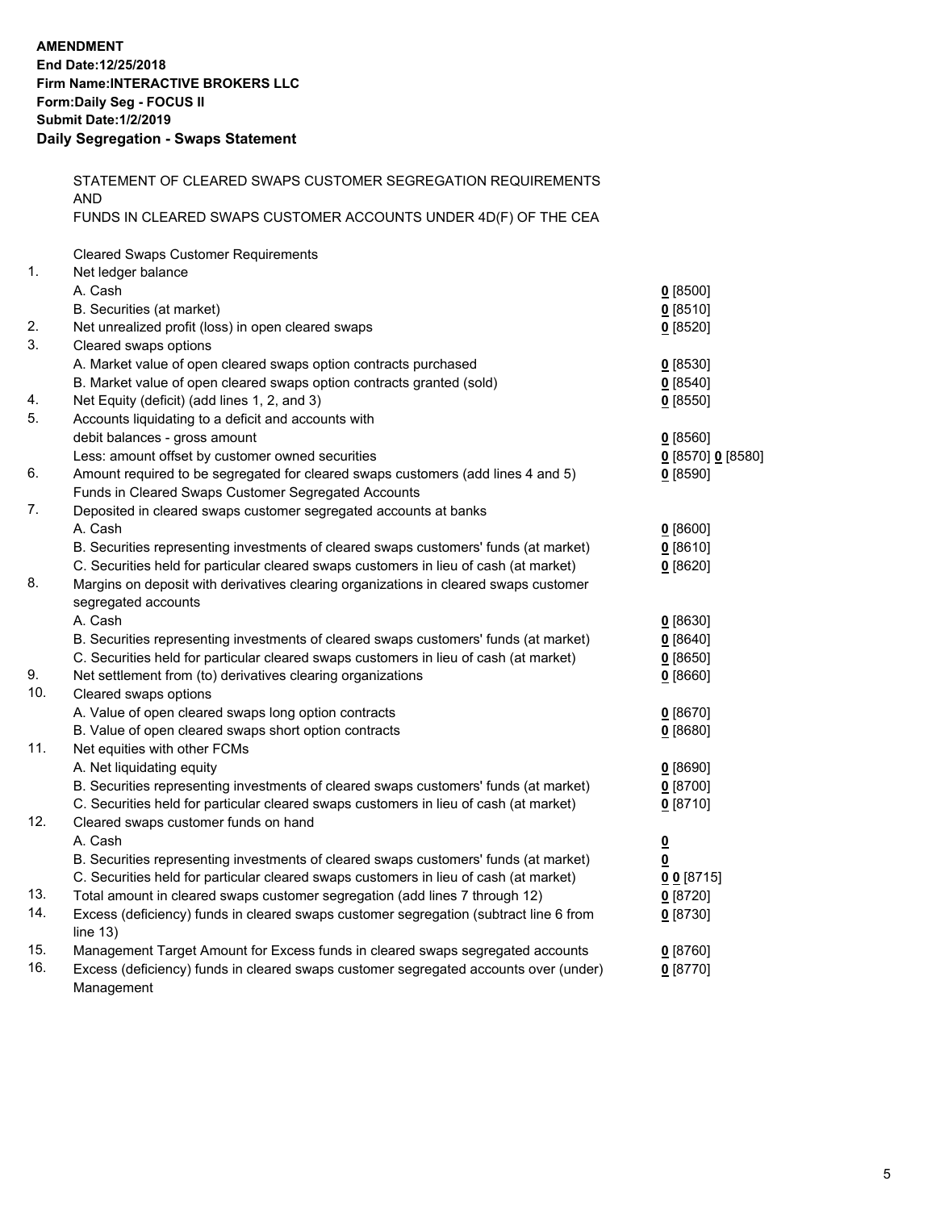**AMENDMENT**
**End Date:12/25/2018**
**Firm Name:INTERACTIVE BROKERS LLC**
**Form:Daily Seg - FOCUS II**
**Submit Date:1/2/2019**
**Daily Segregation - Swaps Statement**

STATEMENT OF CLEARED SWAPS CUSTOMER SEGREGATION REQUIREMENTS AND FUNDS IN CLEARED SWAPS CUSTOMER ACCOUNTS UNDER 4D(F) OF THE CEA

| | | |
|---|---|---|
| | Cleared Swaps Customer Requirements | |
| 1. | Net ledger balance | |
| | A. Cash | 0 [8500] |
| | B. Securities (at market) | 0 [8510] |
| 2. | Net unrealized profit (loss) in open cleared swaps | 0 [8520] |
| 3. | Cleared swaps options | |
| | A. Market value of open cleared swaps option contracts purchased | 0 [8530] |
| | B. Market value of open cleared swaps option contracts granted (sold) | 0 [8540] |
| 4. | Net Equity (deficit) (add lines 1, 2, and 3) | 0 [8550] |
| 5. | Accounts liquidating to a deficit and accounts with debit balances - gross amount | 0 [8560] |
| | Less: amount offset by customer owned securities | 0 [8570] 0 [8580] |
| 6. | Amount required to be segregated for cleared swaps customers (add lines 4 and 5) | 0 [8590] |
| | Funds in Cleared Swaps Customer Segregated Accounts | |
| 7. | Deposited in cleared swaps customer segregated accounts at banks | |
| | A. Cash | 0 [8600] |
| | B. Securities representing investments of cleared swaps customers' funds (at market) | 0 [8610] |
| | C. Securities held for particular cleared swaps customers in lieu of cash (at market) | 0 [8620] |
| 8. | Margins on deposit with derivatives clearing organizations in cleared swaps customer segregated accounts | |
| | A. Cash | 0 [8630] |
| | B. Securities representing investments of cleared swaps customers' funds (at market) | 0 [8640] |
| | C. Securities held for particular cleared swaps customers in lieu of cash (at market) | 0 [8650] |
| 9. | Net settlement from (to) derivatives clearing organizations | 0 [8660] |
| 10. | Cleared swaps options | |
| | A. Value of open cleared swaps long option contracts | 0 [8670] |
| | B. Value of open cleared swaps short option contracts | 0 [8680] |
| 11. | Net equities with other FCMs | |
| | A. Net liquidating equity | 0 [8690] |
| | B. Securities representing investments of cleared swaps customers' funds (at market) | 0 [8700] |
| | C. Securities held for particular cleared swaps customers in lieu of cash (at market) | 0 [8710] |
| 12. | Cleared swaps customer funds on hand | |
| | A. Cash | 0 |
| | B. Securities representing investments of cleared swaps customers' funds (at market) | 0 |
| | C. Securities held for particular cleared swaps customers in lieu of cash (at market) | 0 0 [8715] |
| 13. | Total amount in cleared swaps customer segregation (add lines 7 through 12) | 0 [8720] |
| 14. | Excess (deficiency) funds in cleared swaps customer segregation (subtract line 6 from line 13) | 0 [8730] |
| 15. | Management Target Amount for Excess funds in cleared swaps segregated accounts | 0 [8760] |
| 16. | Excess (deficiency) funds in cleared swaps customer segregated accounts over (under) Management | 0 [8770] |